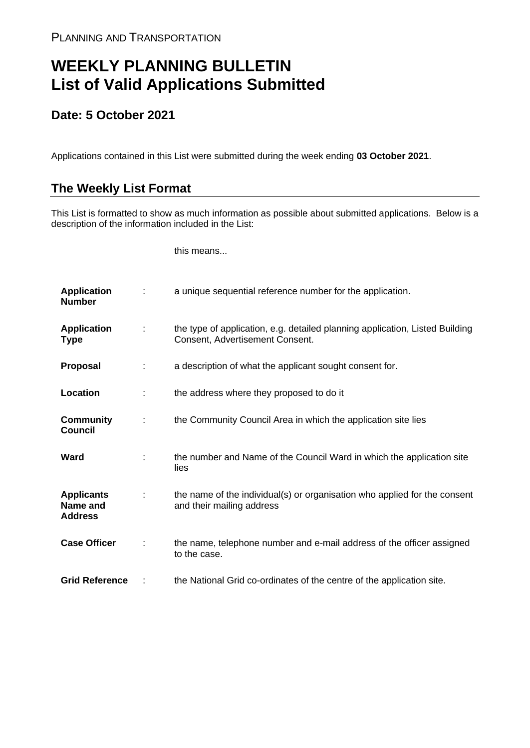PLANNING AND TRANSPORTATION

# WEEKLY PLANNING BULLETIN
# List of Valid Applications Submitted

## Date: 5 October 2021

Applications contained in this List were submitted during the week ending **03 October 2021**.

## The Weekly List Format

This List is formatted to show as much information as possible about submitted applications. Below is a description of the information included in the List:

| | | this means... |
|---|---|---|
| **Application Number** | : | a unique sequential reference number for the application. |
| **Application Type** | : | the type of application, e.g. detailed planning application, Listed Building Consent, Advertisement Consent. |
| **Proposal** | : | a description of what the applicant sought consent for. |
| **Location** | : | the address where they proposed to do it |
| **Community Council** | : | the Community Council Area in which the application site lies |
| **Ward** | : | the number and Name of the Council Ward in which the application site lies |
| **Applicants Name and Address** | : | the name of the individual(s) or organisation who applied for the consent and their mailing address |
| **Case Officer** | : | the name, telephone number and e-mail address of the officer assigned to the case. |
| **Grid Reference** | : | the National Grid co-ordinates of the centre of the application site. |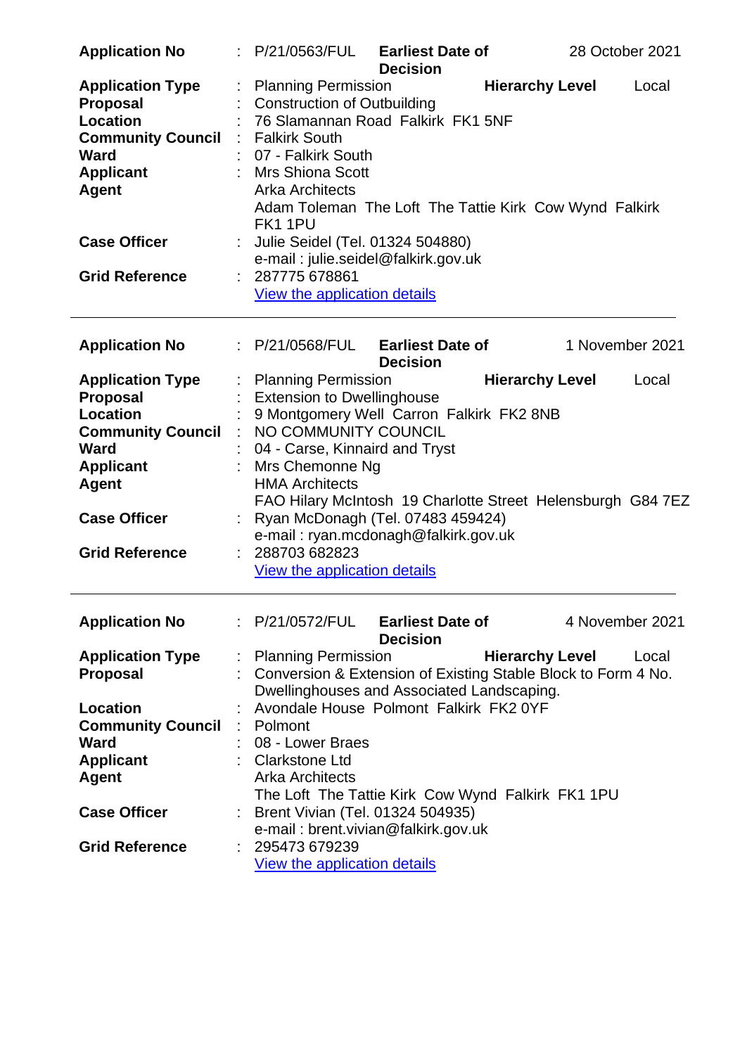| | | | | |
|---|---|---|---|---|
| **Application No** | : P/21/0563/FUL | **Earliest Date of Decision** | 28 October 2021 | |
| **Application Type** | : Planning Permission | **Hierarchy Level** | Local | |
| **Proposal** | : Construction of Outbuilding | | | |
| **Location** | : 76 Slamannan Road Falkirk FK1 5NF | | | |
| **Community Council** | : Falkirk South | | | |
| **Ward** | : 07 - Falkirk South | | | |
| **Applicant** | : Mrs Shiona Scott | | | |
| **Agent** | Arka Architects<br>Adam Toleman The Loft The Tattie Kirk Cow Wynd Falkirk FK1 1PU | | | |
| **Case Officer** | : Julie Seidel (Tel. 01324 504880)<br>e-mail : julie.seidel@falkirk.gov.uk | | | |
| **Grid Reference** | : 287775 678861<br>View the application details | | | |

---

| | | | | |
|---|---|---|---|---|
| **Application No** | : P/21/0568/FUL | **Earliest Date of Decision** | 1 November 2021 | |
| **Application Type** | : Planning Permission | **Hierarchy Level** | Local | |
| **Proposal** | : Extension to Dwellinghouse | | | |
| **Location** | : 9 Montgomery Well Carron Falkirk FK2 8NB | | | |
| **Community Council** | : NO COMMUNITY COUNCIL | | | |
| **Ward** | : 04 - Carse, Kinnaird and Tryst | | | |
| **Applicant** | : Mrs Chemonne Ng | | | |
| **Agent** | HMA Architects<br>FAO Hilary McIntosh 19 Charlotte Street Helensburgh G84 7EZ | | | |
| **Case Officer** | : Ryan McDonagh (Tel. 07483 459424)<br>e-mail : ryan.mcdonagh@falkirk.gov.uk | | | |
| **Grid Reference** | : 288703 682823<br>View the application details | | | |

---

| | | | | |
|---|---|---|---|---|
| **Application No** | : P/21/0572/FUL | **Earliest Date of Decision** | 4 November 2021 | |
| **Application Type** | : Planning Permission | **Hierarchy Level** | Local | |
| **Proposal** | : Conversion & Extension of Existing Stable Block to Form 4 No. Dwellinghouses and Associated Landscaping. | | | |
| **Location** | : Avondale House Polmont Falkirk FK2 0YF | | | |
| **Community Council** | : Polmont | | | |
| **Ward** | : 08 - Lower Braes | | | |
| **Applicant** | : Clarkstone Ltd | | | |
| **Agent** | Arka Architects<br>The Loft The Tattie Kirk Cow Wynd Falkirk FK1 1PU | | | |
| **Case Officer** | : Brent Vivian (Tel. 01324 504935)<br>e-mail : brent.vivian@falkirk.gov.uk | | | |
| **Grid Reference** | : 295473 679239<br>View the application details | | | |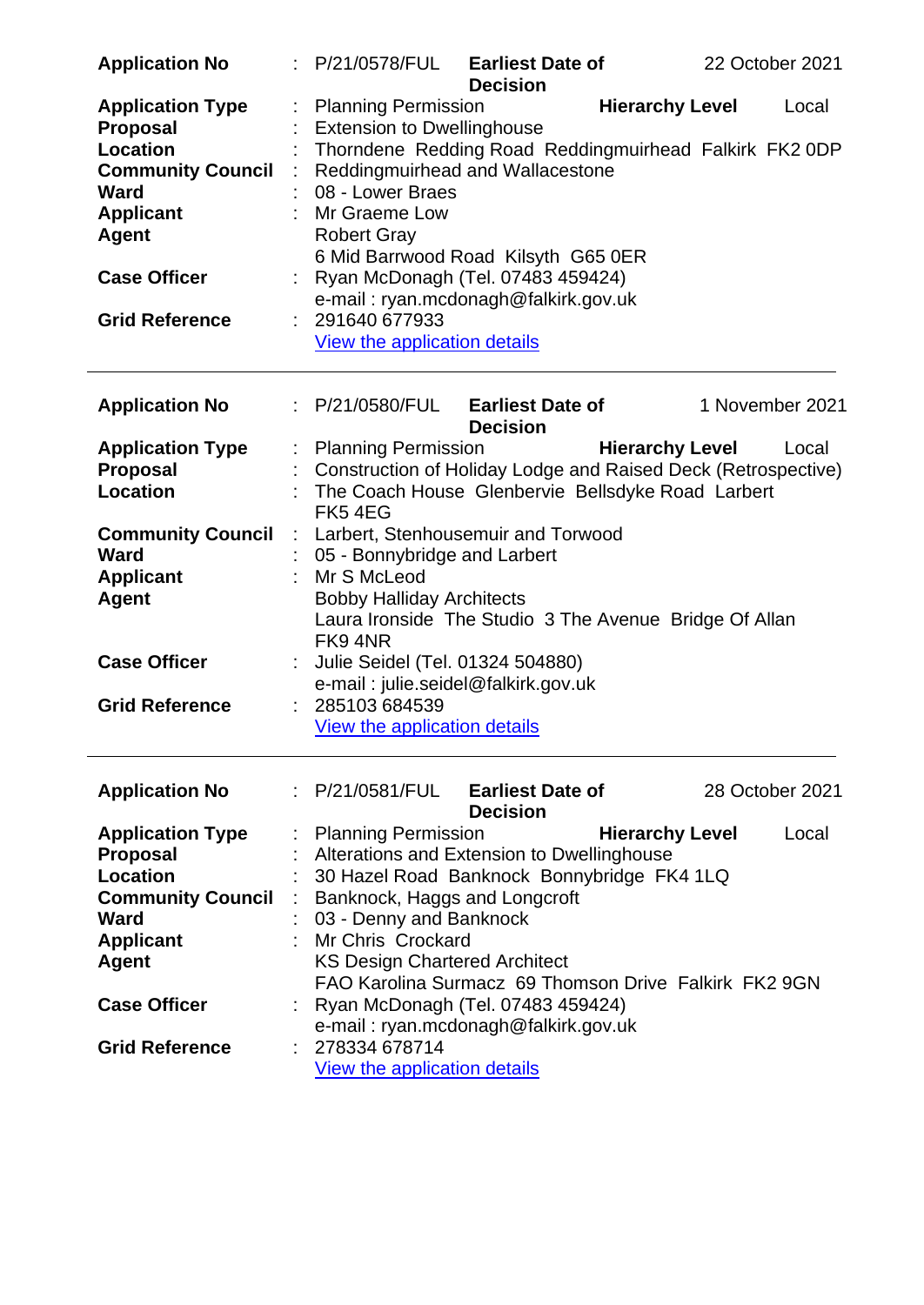| | | | | |
|---|---|---|---|---|
| **Application No** | : P/21/0578/FUL | **Earliest Date of Decision** | 22 October 2021 | |
| **Application Type** | : Planning Permission | **Hierarchy Level** | Local | |
| **Proposal** | : Extension to Dwellinghouse | | | |
| **Location** | : Thorndene Redding Road Reddingmuirhead Falkirk FK2 0DP | | | |
| **Community Council** | : Reddingmuirhead and Wallacestone | | | |
| **Ward** | : 08 - Lower Braes | | | |
| **Applicant** | : Mr Graeme Low | | | |
| **Agent** | Robert Gray<br>6 Mid Barrwood Road Kilsyth G65 0ER | | | |
| **Case Officer** | : Ryan McDonagh (Tel. 07483 459424)<br>e-mail : ryan.mcdonagh@falkirk.gov.uk | | | |
| **Grid Reference** | : 291640 677933<br>View the application details | | | |

---

| | | | | |
|---|---|---|---|---|
| **Application No** | : P/21/0580/FUL | **Earliest Date of Decision** | 1 November 2021 | |
| **Application Type** | : Planning Permission | **Hierarchy Level** | Local | |
| **Proposal** | : Construction of Holiday Lodge and Raised Deck (Retrospective) | | | |
| **Location** | : The Coach House Glenbervie Bellsdyke Road Larbert FK5 4EG | | | |
| **Community Council** | : Larbert, Stenhousemuir and Torwood | | | |
| **Ward** | : 05 - Bonnybridge and Larbert | | | |
| **Applicant** | : Mr S McLeod | | | |
| **Agent** | Bobby Halliday Architects<br>Laura Ironside The Studio 3 The Avenue Bridge Of Allan FK9 4NR | | | |
| **Case Officer** | : Julie Seidel (Tel. 01324 504880)<br>e-mail : julie.seidel@falkirk.gov.uk | | | |
| **Grid Reference** | : 285103 684539<br>View the application details | | | |

---

| | | | | |
|---|---|---|---|---|
| **Application No** | : P/21/0581/FUL | **Earliest Date of Decision** | 28 October 2021 | |
| **Application Type** | : Planning Permission | **Hierarchy Level** | Local | |
| **Proposal** | : Alterations and Extension to Dwellinghouse | | | |
| **Location** | : 30 Hazel Road Banknock Bonnybridge FK4 1LQ | | | |
| **Community Council** | : Banknock, Haggs and Longcroft | | | |
| **Ward** | : 03 - Denny and Banknock | | | |
| **Applicant** | : Mr Chris Crockard | | | |
| **Agent** | KS Design Chartered Architect<br>FAO Karolina Surmacz 69 Thomson Drive Falkirk FK2 9GN | | | |
| **Case Officer** | : Ryan McDonagh (Tel. 07483 459424)<br>e-mail : ryan.mcdonagh@falkirk.gov.uk | | | |
| **Grid Reference** | : 278334 678714<br>View the application details | | | |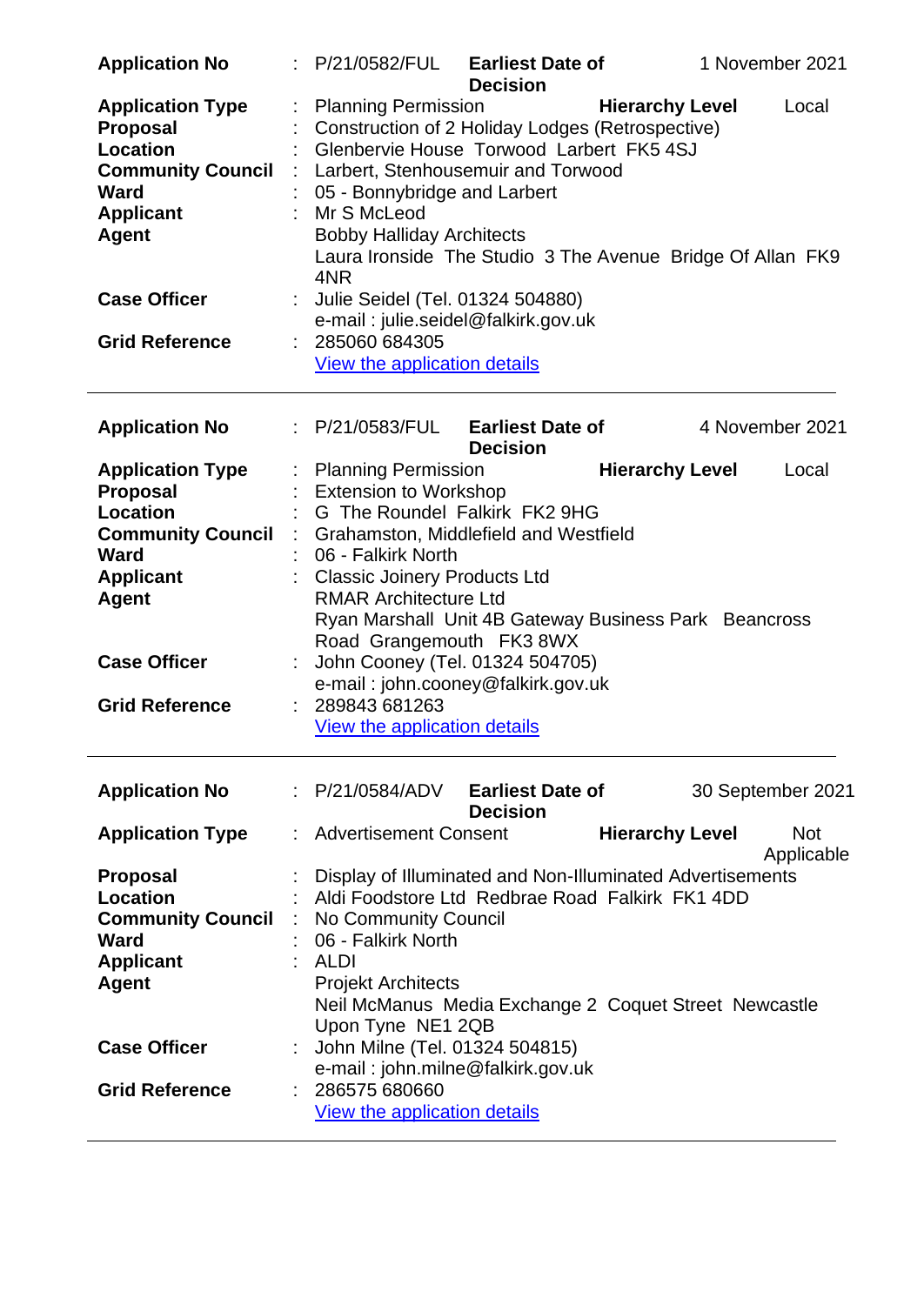| | | | | |
|---|---|---|---|---|
| **Application No** | : P/21/0582/FUL | **Earliest Date of Decision** | 1 November 2021 |
| **Application Type** | : Planning Permission | **Hierarchy Level** | Local |
| **Proposal** | : Construction of 2 Holiday Lodges (Retrospective) | | |
| **Location** | : Glenbervie House Torwood Larbert FK5 4SJ | | |
| **Community Council** | : Larbert, Stenhousemuir and Torwood | | |
| **Ward** | : 05 - Bonnybridge and Larbert | | |
| **Applicant** | : Mr S McLeod | | |
| **Agent** | Bobby Halliday Architects<br>Laura Ironside The Studio 3 The Avenue Bridge Of Allan FK9 4NR | | |
| **Case Officer** | : Julie Seidel (Tel. 01324 504880)<br>e-mail : julie.seidel@falkirk.gov.uk | | |
| **Grid Reference** | : 285060 684305<br>View the application details | | |

---

| | | | | |
|---|---|---|---|---|
| **Application No** | : P/21/0583/FUL | **Earliest Date of Decision** | 4 November 2021 |
| **Application Type** | : Planning Permission | **Hierarchy Level** | Local |
| **Proposal** | : Extension to Workshop | | |
| **Location** | : G The Roundel Falkirk FK2 9HG | | |
| **Community Council** | : Grahamston, Middlefield and Westfield | | |
| **Ward** | : 06 - Falkirk North | | |
| **Applicant** | : Classic Joinery Products Ltd | | |
| **Agent** | RMAR Architecture Ltd<br>Ryan Marshall Unit 4B Gateway Business Park Beancross Road Grangemouth FK3 8WX | | |
| **Case Officer** | : John Cooney (Tel. 01324 504705)<br>e-mail : john.cooney@falkirk.gov.uk | | |
| **Grid Reference** | : 289843 681263<br>View the application details | | |

---

| | | | | |
|---|---|---|---|---|
| **Application No** | : P/21/0584/ADV | **Earliest Date of Decision** | 30 September 2021 |
| **Application Type** | : Advertisement Consent | **Hierarchy Level** | Not Applicable |
| **Proposal** | : Display of Illuminated and Non-Illuminated Advertisements | | |
| **Location** | : Aldi Foodstore Ltd Redbrae Road Falkirk FK1 4DD | | |
| **Community Council** | : No Community Council | | |
| **Ward** | : 06 - Falkirk North | | |
| **Applicant** | : ALDI | | |
| **Agent** | Projekt Architects<br>Neil McManus Media Exchange 2 Coquet Street Newcastle Upon Tyne NE1 2QB | | |
| **Case Officer** | : John Milne (Tel. 01324 504815)<br>e-mail : john.milne@falkirk.gov.uk | | |
| **Grid Reference** | : 286575 680660<br>View the application details | | |

---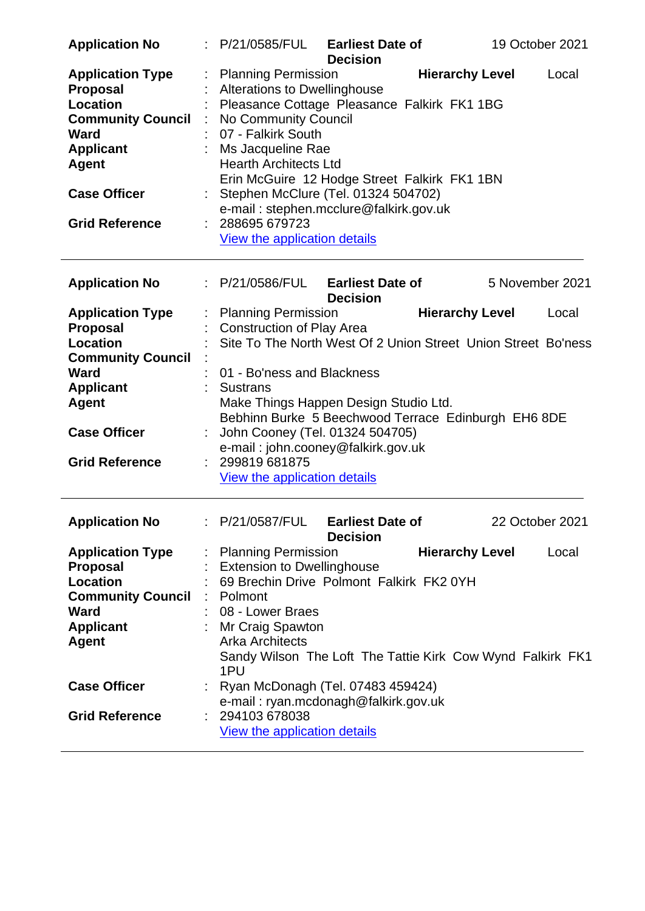| | | | | |
|---|---|---|---|---|
| **Application No** | : P/21/0585/FUL | **Earliest Date of Decision** | | 19 October 2021 |
| **Application Type** | : Planning Permission | | **Hierarchy Level** | Local |
| **Proposal** | : Alterations to Dwellinghouse | | | |
| **Location** | : Pleasance Cottage Pleasance Falkirk FK1 1BG | | | |
| **Community Council** | : No Community Council | | | |
| **Ward** | : 07 - Falkirk South | | | |
| **Applicant** | : Ms Jacqueline Rae | | | |
| **Agent** | Hearth Architects Ltd<br>Erin McGuire 12 Hodge Street Falkirk FK1 1BN | | | |
| **Case Officer** | : Stephen McClure (Tel. 01324 504702)<br>e-mail : stephen.mcclure@falkirk.gov.uk | | | |
| **Grid Reference** | : 288695 679723<br>View the application details | | | |

---

| | | | | |
|---|---|---|---|---|
| **Application No** | : P/21/0586/FUL | **Earliest Date of Decision** | | 5 November 2021 |
| **Application Type** | : Planning Permission | | **Hierarchy Level** | Local |
| **Proposal** | : Construction of Play Area | | | |
| **Location** | : Site To The North West Of 2 Union Street Union Street Bo'ness | | | |
| **Community Council** | : | | | |
| **Ward** | : 01 - Bo'ness and Blackness | | | |
| **Applicant** | : Sustrans | | | |
| **Agent** | Make Things Happen Design Studio Ltd.<br>Bebhinn Burke 5 Beechwood Terrace Edinburgh EH6 8DE | | | |
| **Case Officer** | : John Cooney (Tel. 01324 504705)<br>e-mail : john.cooney@falkirk.gov.uk | | | |
| **Grid Reference** | : 299819 681875<br>View the application details | | | |

---

| | | | | |
|---|---|---|---|---|
| **Application No** | : P/21/0587/FUL | **Earliest Date of Decision** | | 22 October 2021 |
| **Application Type** | : Planning Permission | | **Hierarchy Level** | Local |
| **Proposal** | : Extension to Dwellinghouse | | | |
| **Location** | : 69 Brechin Drive Polmont Falkirk FK2 0YH | | | |
| **Community Council** | : Polmont | | | |
| **Ward** | : 08 - Lower Braes | | | |
| **Applicant** | : Mr Craig Spawton | | | |
| **Agent** | Arka Architects<br>Sandy Wilson The Loft The Tattie Kirk Cow Wynd Falkirk FK1 1PU | | | |
| **Case Officer** | : Ryan McDonagh (Tel. 07483 459424)<br>e-mail : ryan.mcdonagh@falkirk.gov.uk | | | |
| **Grid Reference** | : 294103 678038<br>View the application details | | | |

---